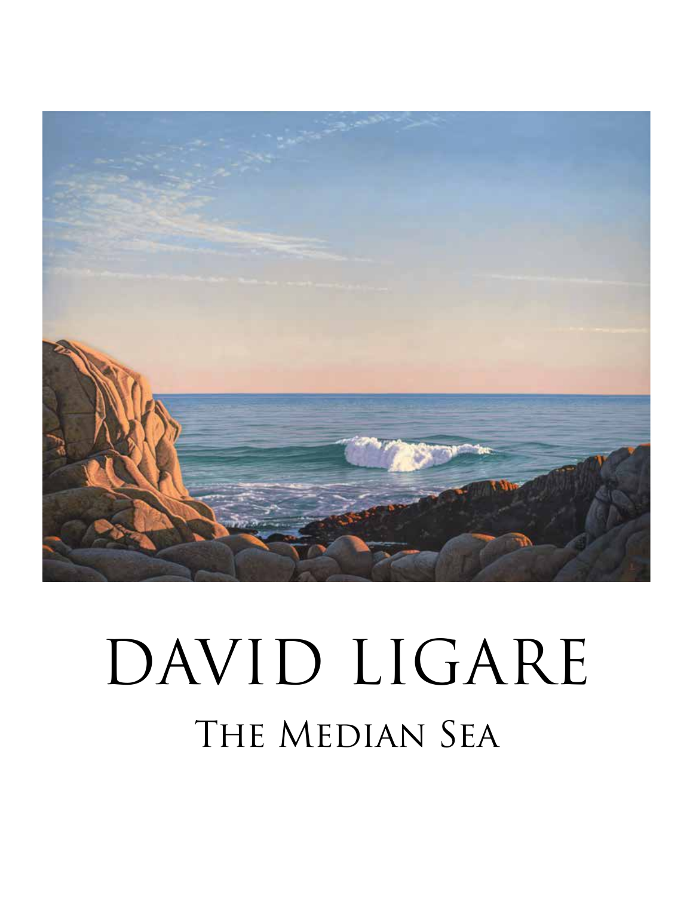# DAVID LIGARE

## The Median Sea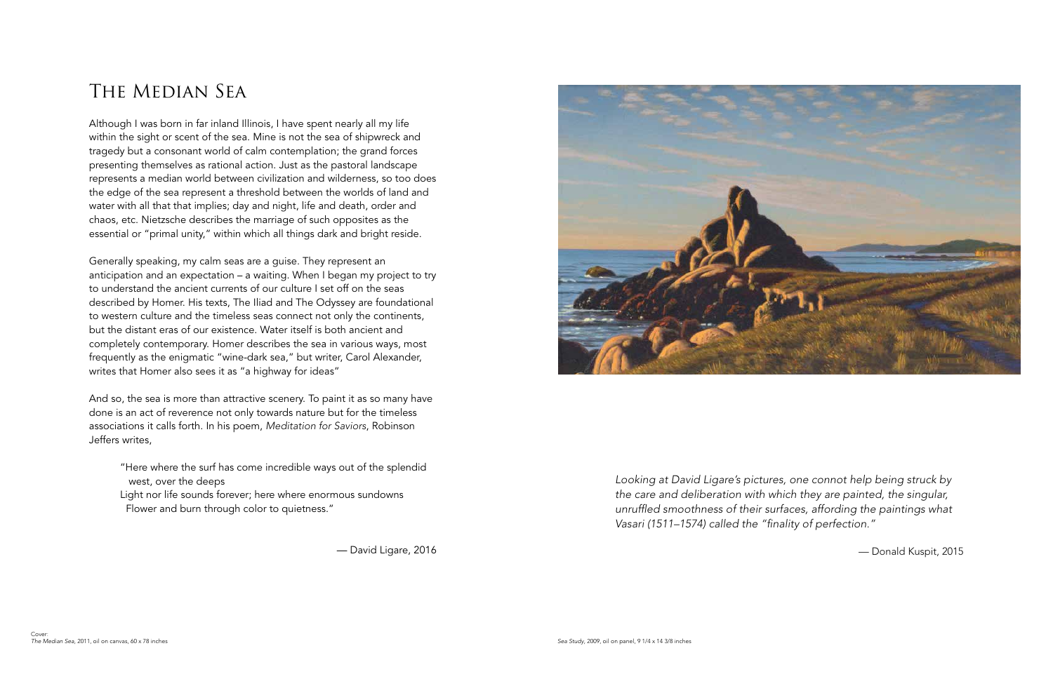# The Median Sea

Although I was born in far inland Illinois, I have spent nearly all my life within the sight or scent of the sea. Mine is not the sea of shipwreck and tragedy but a consonant world of calm contemplation; the grand forces presenting themselves as rational action. Just as the pastoral landscape represents a median world between civilization and wilderness, so too does the edge of the sea represent a threshold between the worlds of land and water with all that that implies; day and night, life and death, order and chaos, etc. Nietzsche describes the marriage of such opposites as the essential or "primal unity," within which all things dark and bright reside.

Generally speaking, my calm seas are a guise. They represent an anticipation and an expectation – a waiting. When I began my project to try to understand the ancient currents of our culture I set off on the seas described by Homer. His texts, The Iliad and The Odyssey are foundational to western culture and the timeless seas connect not only the continents, but the distant eras of our existence. Water itself is both ancient and completely contemporary. Homer describes the sea in various ways, most frequently as the enigmatic "wine-dark sea," but writer, Carol Alexander, writes that Homer also sees it as "a highway for ideas"

And so, the sea is more than attractive scenery. To paint it as so many have done is an act of reverence not only towards nature but for the timeless associations it calls forth. In his poem, *Meditation for Saviors*, Robinson Jeffers writes,

> "Here where the surf has come incredible ways out of the splendid west, over the deeps
> Light nor life sounds forever; here where enormous sundowns
> Flower and burn through color to quietness."

— David Ligare, 2016

*Looking at David Ligare's pictures, one connot help being struck by the care and deliberation with which they are painted, the singular, unruffled smoothness of their surfaces, affording the paintings what Vasari (1511–1574) called the "finality of perfection."*

— Donald Kuspit, 2015

*Sea Study*, 2009, oil on panel, 9 1/4 x 14 3/8 inches

Cover:
*The Median Sea*, 2011, oil on canvas, 60 x 78 inches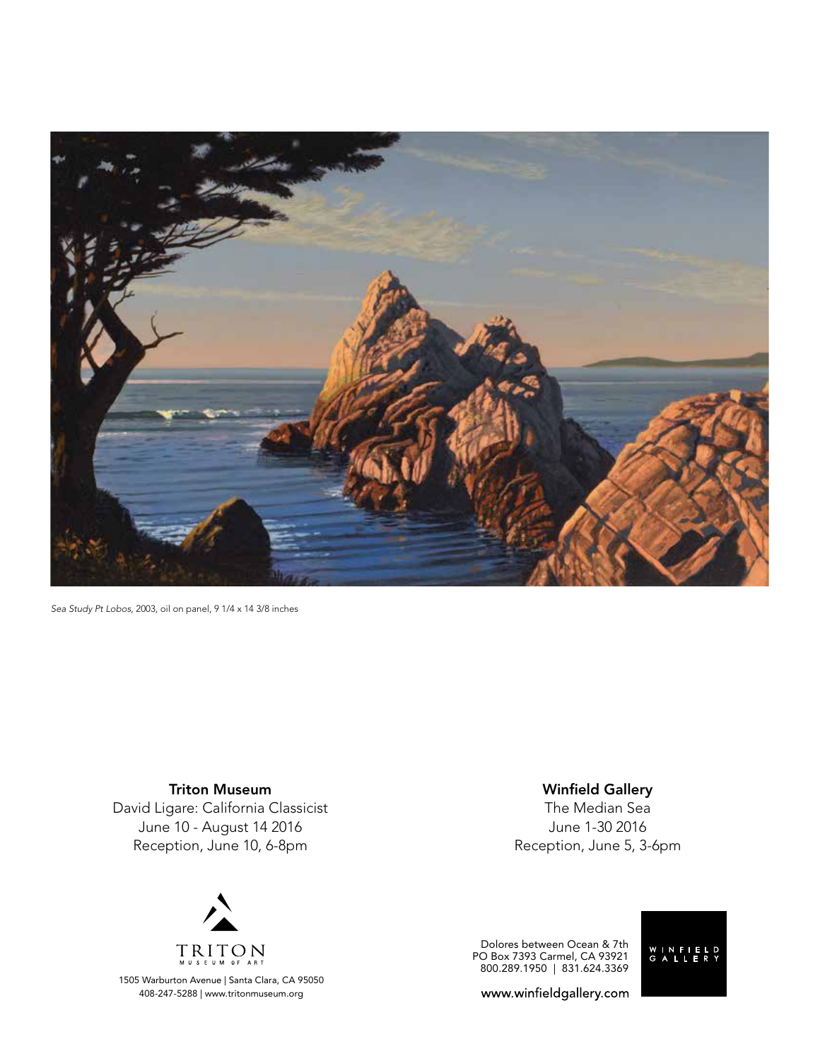*Sea Study Pt Lobos*, 2003, oil on panel, 9 1/4 x 14 3/8 inches

**Triton Museum**
David Ligare: California Classicist
June 10 - August 14 2016
Reception, June 10, 6-8pm

TRITON
MUSEUM OF ART

1505 Warburton Avenue | Santa Clara, CA 95050
408-247-5288 | www.tritonmuseum.org

**Winfield Gallery**
The Median Sea
June 1-30 2016
Reception, June 5, 3-6pm

Dolores between Ocean & 7th
PO Box 7393 Carmel, CA 93921
800.289.1950 | 831.624.3369

www.winfieldgallery.com

WINFIELD GALLERY